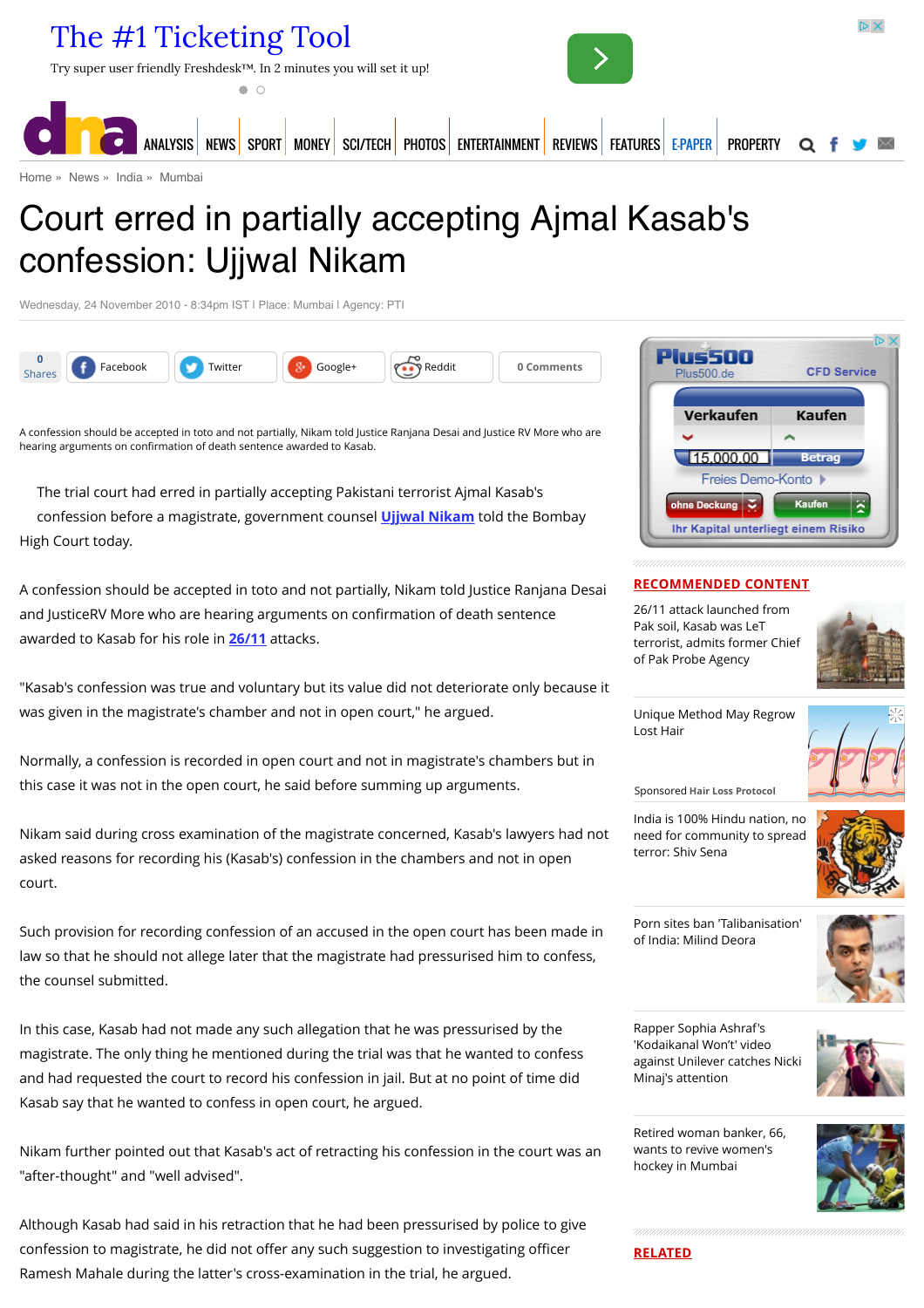Home » News » India » Mumbai

# Court erred in partially accepting Ajmal Kasab's confession: Ujjwal Nikam

Wednesday, 24 November 2010 - 8:34pm IST | Place: Mumbai | Agency: PTI

A confession should be accepted in toto and not partially, Nikam told Justice Ranjana Desai and Justice RV More who are hearing arguments on confirmation of death sentence awarded to Kasab.

The trial court had erred in partially accepting Pakistani terrorist Ajmal Kasab's confession before a magistrate, government counsel **Ujjwal Nikam** told the Bombay High Court today.

A confession should be accepted in toto and not partially, Nikam told Justice Ranjana Desai and JusticeRV More who are hearing arguments on confirmation of death sentence awarded to Kasab for his role in **26/11** attacks.

"Kasab's confession was true and voluntary but its value did not deteriorate only because it was given in the magistrate's chamber and not in open court," he argued.

Normally, a confession is recorded in open court and not in magistrate's chambers but in this case it was not in the open court, he said before summing up arguments.

Nikam said during cross examination of the magistrate concerned, Kasab's lawyers had not asked reasons for recording his (Kasab's) confession in the chambers and not in open court.

Such provision for recording confession of an accused in the open court has been made in law so that he should not allege later that the magistrate had pressurised him to confess, the counsel submitted.

In this case, Kasab had not made any such allegation that he was pressurised by the magistrate. The only thing he mentioned during the trial was that he wanted to confess and had requested the court to record his confession in jail. But at no point of time did Kasab say that he wanted to confess in open court, he argued.

Nikam further pointed out that Kasab's act of retracting his confession in the court was an "after-thought" and "well advised".

Although Kasab had said in his retraction that he had been pressurised by police to give confession to magistrate, he did not offer any such suggestion to investigating officer Ramesh Mahale during the latter's cross-examination in the trial, he argued.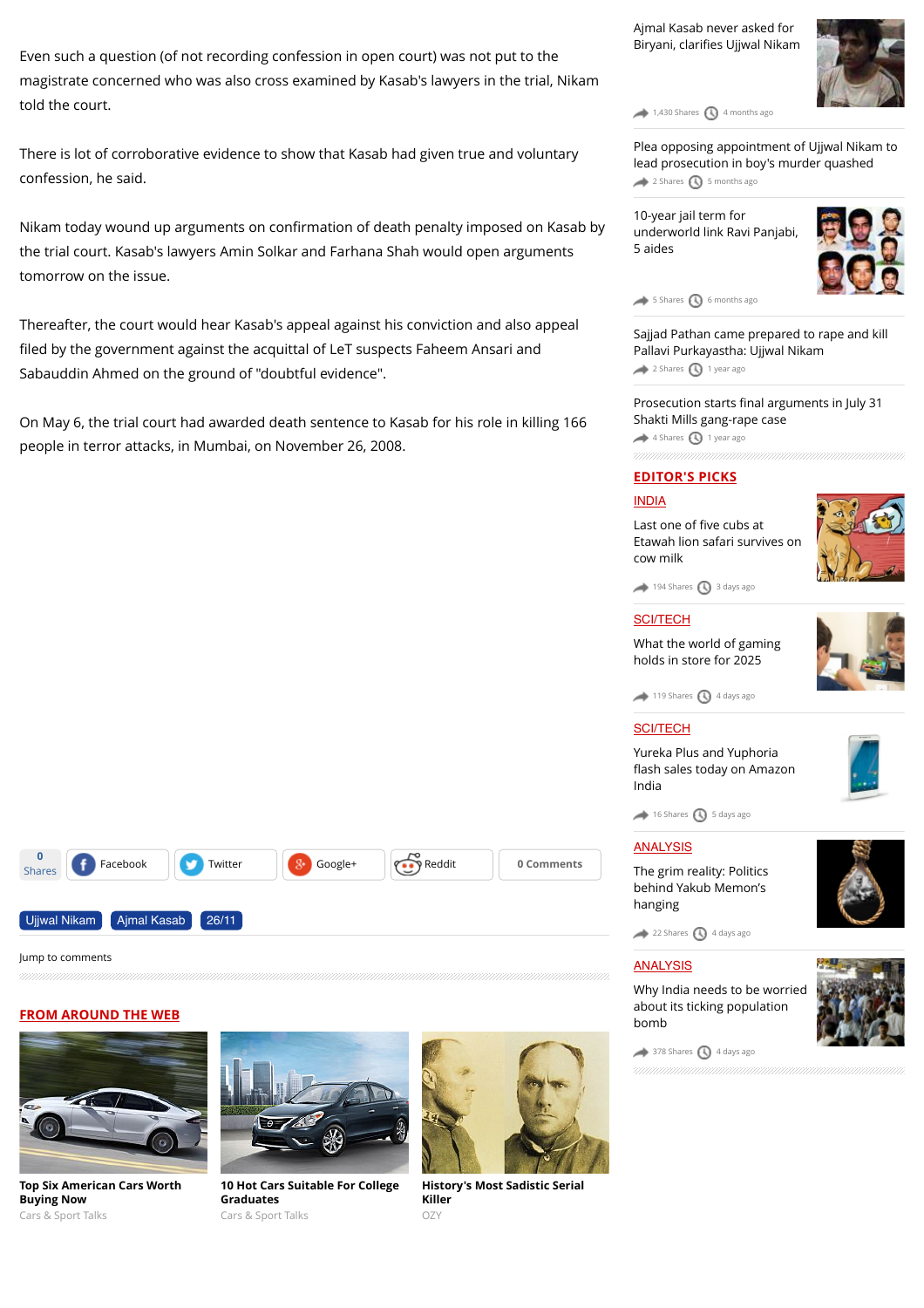Even such a question (of not recording confession in open court) was not put to the magistrate concerned who was also cross examined by Kasab's lawyers in the trial, Nikam told the court.

There is lot of corroborative evidence to show that Kasab had given true and voluntary confession, he said.

Nikam today wound up arguments on confirmation of death penalty imposed on Kasab by the trial court. Kasab's lawyers Amin Solkar and Farhana Shah would open arguments tomorrow on the issue.

Thereafter, the court would hear Kasab's appeal against his conviction and also appeal filed by the government against the acquittal of LeT suspects Faheem Ansari and Sabauddin Ahmed on the ground of "doubtful evidence".

On May 6, the trial court had awarded death sentence to Kasab for his role in killing 166 people in terror attacks, in Mumbai, on November 26, 2008.

0 Shares | Facebook | Twitter | Google+ | Reddit | 0 Comments

Ujjwal Nikam | Ajmal Kasab | 26/11

Jump to comments

## FROM AROUND THE WEB

**Top Six American Cars Worth Buying Now**
Cars & Sport Talks

**10 Hot Cars Suitable For College Graduates**
Cars & Sport Talks

**History's Most Sadistic Serial Killer**
OZY

Ajmal Kasab never asked for Biryani, clarifies Ujjwal Nikam
1,430 Shares · 4 months ago

Plea opposing appointment of Ujjwal Nikam to lead prosecution in boy's murder quashed
2 Shares · 5 months ago

10-year jail term for underworld link Ravi Panjabi, 5 aides
5 Shares · 6 months ago

Sajjad Pathan came prepared to rape and kill Pallavi Purkayastha: Ujjwal Nikam
2 Shares · 1 year ago

Prosecution starts final arguments in July 31 Shakti Mills gang-rape case
4 Shares · 1 year ago

## EDITOR'S PICKS

INDIA
Last one of five cubs at Etawah lion safari survives on cow milk
194 Shares · 3 days ago

SCI/TECH
What the world of gaming holds in store for 2025
119 Shares · 4 days ago

SCI/TECH
Yureka Plus and Yuphoria flash sales today on Amazon India
16 Shares · 5 days ago

ANALYSIS
The grim reality: Politics behind Yakub Memon's hanging
22 Shares · 4 days ago

ANALYSIS
Why India needs to be worried about its ticking population bomb
378 Shares · 4 days ago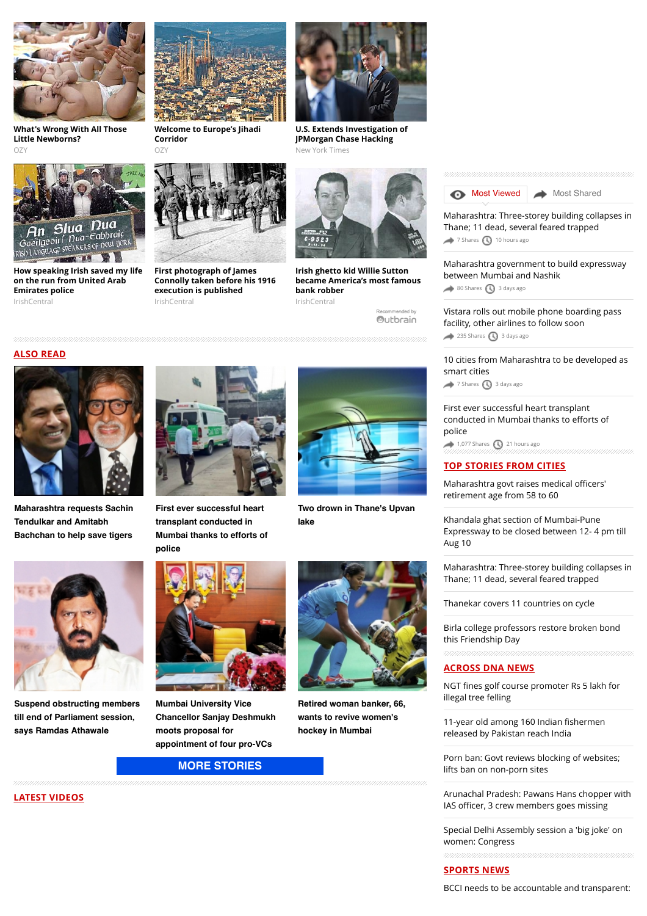**What's Wrong With All Those Little Newborns?**
OZY

**Welcome to Europe's Jihadi Corridor**
OZY

**U.S. Extends Investigation of JPMorgan Chase Hacking**
New York Times

**How speaking Irish saved my life on the run from United Arab Emirates police**
IrishCentral

**First photograph of James Connolly taken before his 1916 execution is published**
IrishCentral

**Irish ghetto kid Willie Sutton became America's most famous bank robber**
IrishCentral

Recommended by Outbrain

## ALSO READ

**Maharashtra requests Sachin Tendulkar and Amitabh Bachchan to help save tigers**

**First ever successful heart transplant conducted in Mumbai thanks to efforts of police**

**Two drown in Thane's Upvan lake**

**Suspend obstructing members till end of Parliament session, says Ramdas Athawale**

**Mumbai University Vice Chancellor Sanjay Deshmukh moots proposal for appointment of four pro-VCs**

**Retired woman banker, 66, wants to revive women's hockey in Mumbai**

MORE STORIES

## LATEST VIDEOS

Most Viewed | Most Shared

Maharashtra: Three-storey building collapses in Thane; 11 dead, several feared trapped
7 Shares 10 hours ago

Maharashtra government to build expressway between Mumbai and Nashik
80 Shares 3 days ago

Vistara rolls out mobile phone boarding pass facility, other airlines to follow soon
235 Shares 3 days ago

10 cities from Maharashtra to be developed as smart cities
7 Shares 3 days ago

First ever successful heart transplant conducted in Mumbai thanks to efforts of police
1,077 Shares 21 hours ago

## TOP STORIES FROM CITIES

Maharashtra govt raises medical officers' retirement age from 58 to 60

Khandala ghat section of Mumbai-Pune Expressway to be closed between 12- 4 pm till Aug 10

Maharashtra: Three-storey building collapses in Thane; 11 dead, several feared trapped

Thanekar covers 11 countries on cycle

Birla college professors restore broken bond this Friendship Day

## ACROSS DNA NEWS

NGT fines golf course promoter Rs 5 lakh for illegal tree felling

11-year old among 160 Indian fishermen released by Pakistan reach India

Porn ban: Govt reviews blocking of websites; lifts ban on non-porn sites

Arunachal Pradesh: Pawans Hans chopper with IAS officer, 3 crew members goes missing

Special Delhi Assembly session a 'big joke' on women: Congress

## SPORTS NEWS

BCCI needs to be accountable and transparent: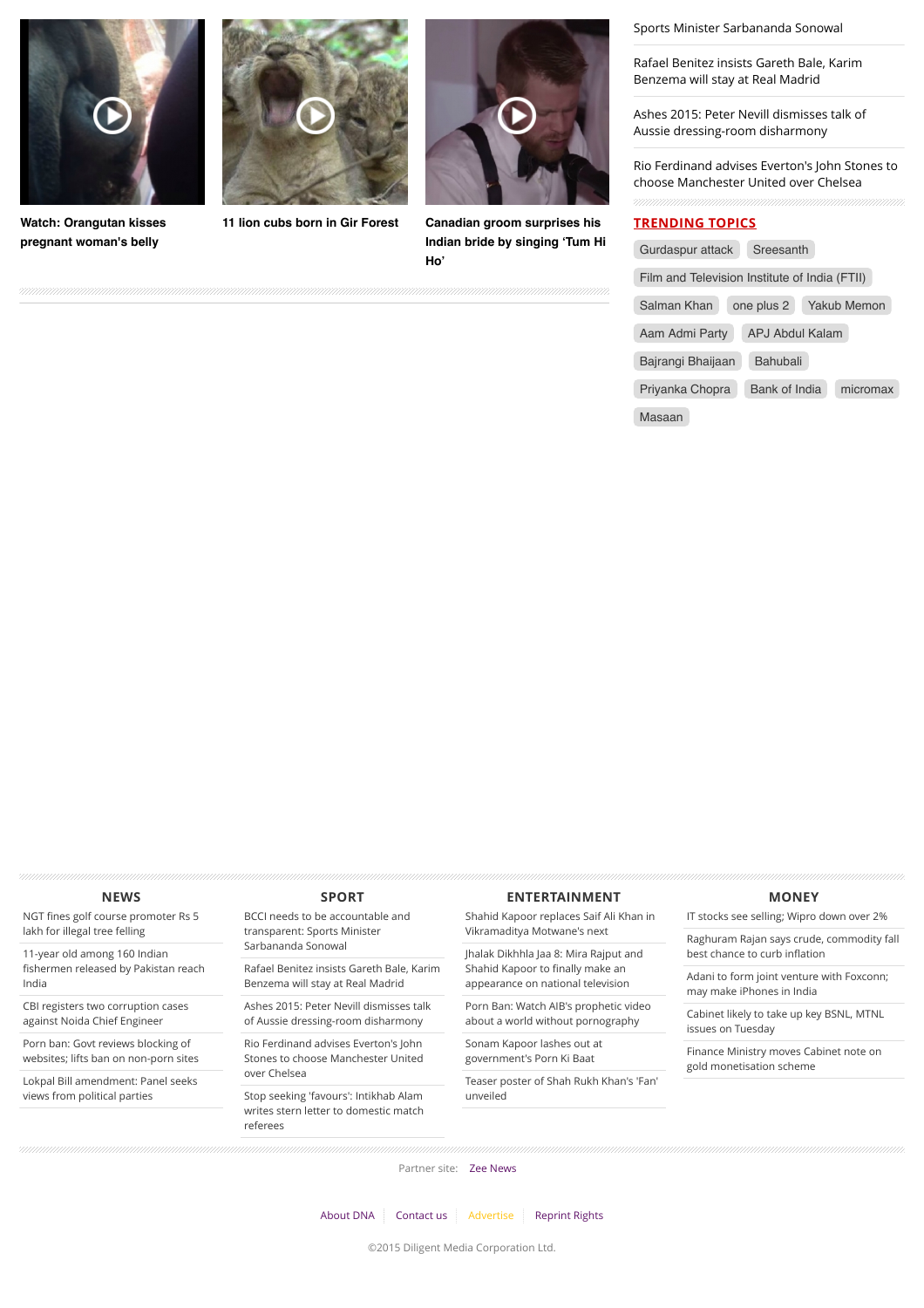**Watch: Orangutan kisses pregnant woman's belly**

**11 lion cubs born in Gir Forest**

**Canadian groom surprises his Indian bride by singing 'Tum Hi Ho'**

Sports Minister Sarbananda Sonowal

Rafael Benitez insists Gareth Bale, Karim Benzema will stay at Real Madrid

Ashes 2015: Peter Nevill dismisses talk of Aussie dressing-room disharmony

Rio Ferdinand advises Everton's John Stones to choose Manchester United over Chelsea

## TRENDING TOPICS

Gurdaspur attack | Sreesanth | Film and Television Institute of India (FTII) | Salman Khan | one plus 2 | Yakub Memon | Aam Admi Party | APJ Abdul Kalam | Bajrangi Bhaijaan | Bahubali | Priyanka Chopra | Bank of India | micromax | Masaan

## NEWS

- NGT fines golf course promoter Rs 5 lakh for illegal tree felling
- 11-year old among 160 Indian fishermen released by Pakistan reach India
- CBI registers two counts cases against Noida Chief Engineer
- Porn ban: Govt reviews blocking of websites; lifts ban on non-porn sites
- Lokpal Bill amendment: Panel seeks views from political parties

## SPORT

- BCCI needs to be accountable and transparent: Sports Minister Sarbananda Sonowal
- Rafael Benitez insists Gareth Bale, Karim Benzema will stay at Real Madrid
- Ashes 2015: Peter Nevill dismisses talk of Aussie dressing-room disharmony
- Rio Ferdinand advises Everton's John Stones to choose Manchester United over Chelsea
- Stop seeking 'favours': Intikhab Alam writes stern letter to domestic match referees

## ENTERTAINMENT

- Shahid Kapoor replaces Saif Ali Khan in Vikramaditya Motwane's next
- Jhalak Dikhhla Jaa 8: Mira Rajput and Shahid Kapoor to finally make an appearance on national television
- Porn Ban: Watch AIB's prophetic video about a world without pornography
- Sonam Kapoor lashes out at government's Porn Ki Baat
- Teaser poster of Shah Rukh Khan's 'Fan' unveiled

## MONEY

- IT stocks see selling; Wipro down over 2%
- Raghuram Rajan says crude, commodity fall best chance to curb inflation
- Adani to form joint venture with Foxconn; may make iPhones in India
- Cabinet likely to take up key BSNL, MTNL issues on Tuesday
- Finance Ministry moves Cabinet note on gold monetisation scheme

Partner site: Zee News

About DNA | Contact us | Advertise | Reprint Rights

©2015 Diligent Media Corporation Ltd.